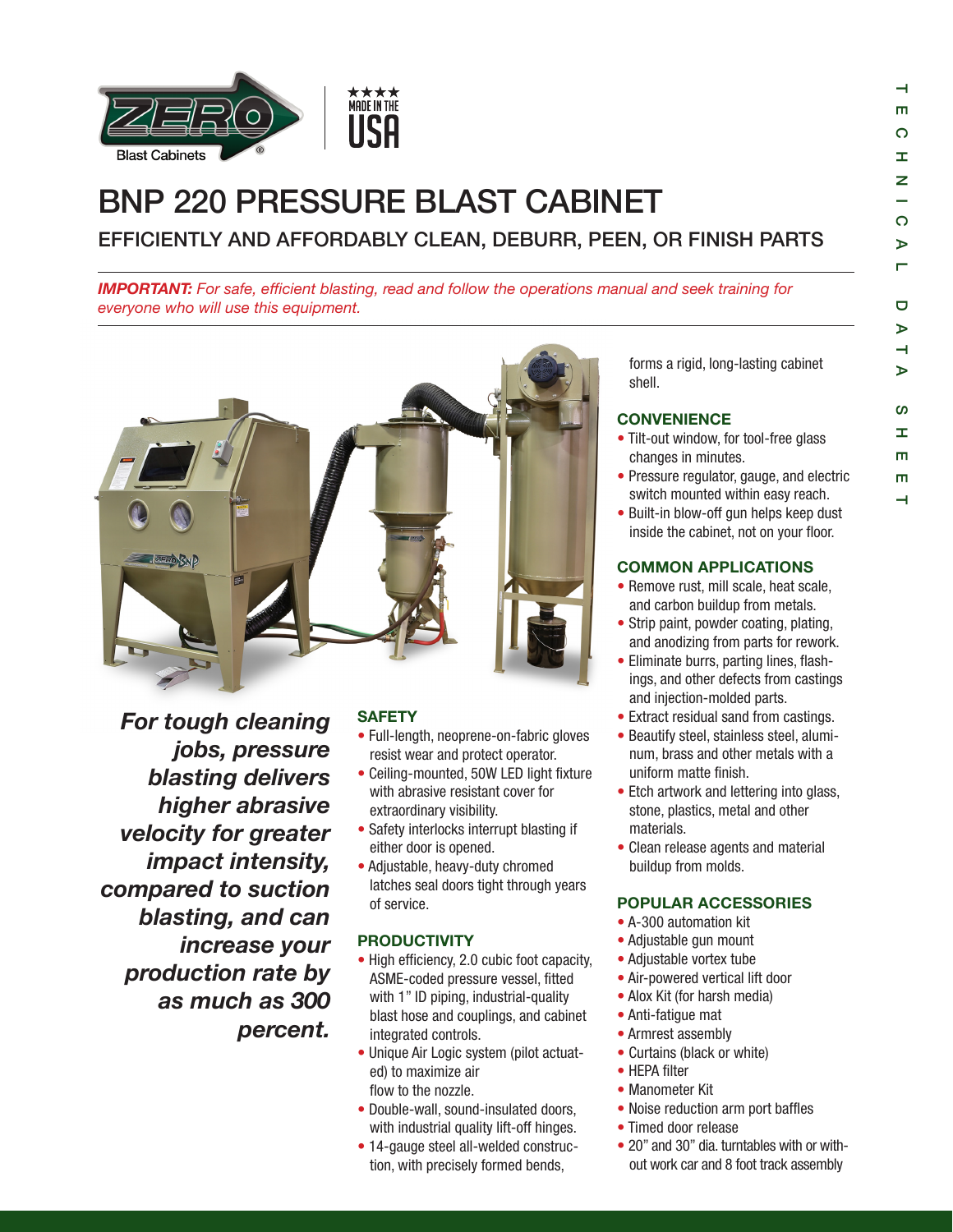# BNP 220 PRESSURE BLAST CABINET

## EFFICIENTLY AND AFFORDABLY CLEAN, DEBURR, PEEN, OR FINISH PARTS

***IMPORTANT:*** *For safe, efficient blasting, read and follow the operations manual and seek training for everyone who will use this equipment.*

***For tough cleaning jobs, pressure blasting delivers higher abrasive velocity for greater impact intensity, compared to suction blasting, and can increase your production rate by as much as 300 percent.***

### SAFETY

- Full-length, neoprene-on-fabric gloves resist wear and protect operator.
- Ceiling-mounted, 50W LED light fixture with abrasive resistant cover for extraordinary visibility.
- Safety interlocks interrupt blasting if either door is opened.
- Adjustable, heavy-duty chromed latches seal doors tight through years of service.

### PRODUCTIVITY

- High efficiency, 2.0 cubic foot capacity, ASME-coded pressure vessel, fitted with 1" ID piping, industrial-quality blast hose and couplings, and cabinet integrated controls.
- Unique Air Logic system (pilot actuated) to maximize air flow to the nozzle.
- Double-wall, sound-insulated doors, with industrial quality lift-off hinges.
- 14-gauge steel all-welded construction, with precisely formed bends, forms a rigid, long-lasting cabinet shell.

### CONVENIENCE

- Tilt-out window, for tool-free glass changes in minutes.
- Pressure regulator, gauge, and electric switch mounted within easy reach.
- Built-in blow-off gun helps keep dust inside the cabinet, not on your floor.

### COMMON APPLICATIONS

- Remove rust, mill scale, heat scale, and carbon buildup from metals.
- Strip paint, powder coating, plating, and anodizing from parts for rework.
- Eliminate burrs, parting lines, flashings, and other defects from castings and injection-molded parts.
- Extract residual sand from castings.
- Beautify steel, stainless steel, aluminum, brass and other metals with a uniform matte finish.
- Etch artwork and lettering into glass, stone, plastics, metal and other materials.
- Clean release agents and material buildup from molds.

### POPULAR ACCESSORIES

- A-300 automation kit
- Adjustable gun mount
- Adjustable vortex tube
- Air-powered vertical lift door
- Alox Kit (for harsh media)
- Anti-fatigue mat
- Armrest assembly
- Curtains (black or white)
- HEPA filter
- Manometer Kit
- Noise reduction arm port baffles
- Timed door release
- 20" and 30" dia. turntables with or without work car and 8 foot track assembly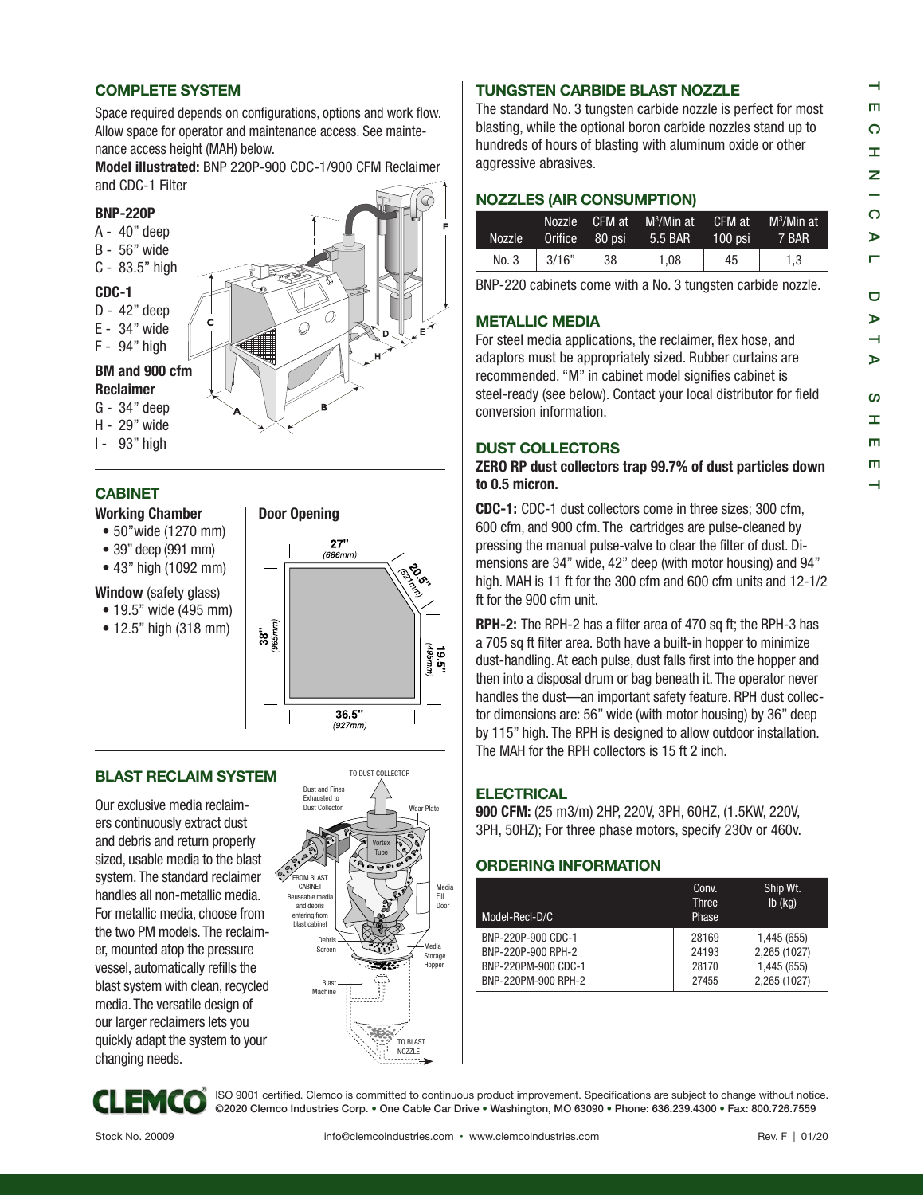## COMPLETE SYSTEM

Space required depends on configurations, options and work flow. Allow space for operator and maintenance access. See maintenance access height (MAH) below.

**Model illustrated:** BNP 220P-900 CDC-1/900 CFM Reclaimer and CDC-1 Filter

**BNP-220P**

A - 40" deep
B - 56" wide
C - 83.5" high

**CDC-1**

D - 42" deep
E - 34" wide
F - 94" high

**BM and 900 cfm Reclaimer**

G - 34" deep
H - 29" wide
I - 93" high

## CABINET

**Working Chamber**

- 50"wide (1270 mm)
- 39" deep (991 mm)
- 43" high (1092 mm)

**Window** (safety glass)

- 19.5" wide (495 mm)
- 12.5" high (318 mm)

**Door Opening**

27" (686mm)
20.5" (521mm)
38" (965mm)
19.5" (495mm)
36.5" (927mm)

## BLAST RECLAIM SYSTEM

Our exclusive media reclaimers continuously extract dust and debris and return properly sized, usable media to the blast system. The standard reclaimer handles all non-metallic media. For metallic media, choose from the two PM models. The reclaimer, mounted atop the pressure vessel, automatically refills the blast system with clean, recycled media. The versatile design of our larger reclaimers lets you quickly adapt the system to your changing needs.

TO DUST COLLECTOR
Dust and Fines Exhausted to Dust Collector
Wear Plate
Vortex Tube
FROM BLAST CABINET Reuseable media and debris entering from blast cabinet
Media Fill Door
Debris Screen
Media Storage Hopper
Blast Machine
TO BLAST NOZZLE

## TUNGSTEN CARBIDE BLAST NOZZLE

The standard No. 3 tungsten carbide nozzle is perfect for most blasting, while the optional boron carbide nozzles stand up to hundreds of hours of blasting with aluminum oxide or other aggressive abrasives.

## NOZZLES (AIR CONSUMPTION)

| Nozzle | Nozzle Orifice | CFM at 80 psi | $M^3$/Min at 5.5 BAR | CFM at 100 psi | $M^3$/Min at 7 BAR |
|---|---|---|---|---|---|
| No. 3 | 3/16" | 38 | 1,08 | 45 | 1,3 |

BNP-220 cabinets come with a No. 3 tungsten carbide nozzle.

## METALLIC MEDIA

For steel media applications, the reclaimer, flex hose, and adaptors must be appropriately sized. Rubber curtains are recommended. "M" in cabinet model signifies cabinet is steel-ready (see below). Contact your local distributor for field conversion information.

## DUST COLLECTORS

**ZERO RP dust collectors trap 99.7% of dust particles down to 0.5 micron.**

**CDC-1:** CDC-1 dust collectors come in three sizes; 300 cfm, 600 cfm, and 900 cfm. The cartridges are pulse-cleaned by pressing the manual pulse-valve to clear the filter of dust. Dimensions are 34" wide, 42" deep (with motor housing) and 94" high. MAH is 11 ft for the 300 cfm and 600 cfm units and 12-1/2 ft for the 900 cfm unit.

**RPH-2:** The RPH-2 has a filter area of 470 sq ft; the RPH-3 has a 705 sq ft filter area. Both have a built-in hopper to minimize dust-handling. At each pulse, dust falls first into the hopper and then into a disposal drum or bag beneath it. The operator never handles the dust—an important safety feature. RPH dust collector dimensions are: 56" wide (with motor housing) by 36" deep by 115" high. The RPH is designed to allow outdoor installation. The MAH for the RPH collectors is 15 ft 2 inch.

## ELECTRICAL

**900 CFM:** (25 m3/m) 2HP, 220V, 3PH, 60HZ, (1.5KW, 220V, 3PH, 50HZ); For three phase motors, specify 230v or 460v.

## ORDERING INFORMATION

| Model-Recl-D/C | Conv. Three Phase | Ship Wt. lb (kg) |
|---|---|---|
| BNP-220P-900 CDC-1 | 28169 | 1,445 (655) |
| BNP-220P-900 RPH-2 | 24193 | 2,265 (1027) |
| BNP-220PM-900 CDC-1 | 28170 | 1,445 (655) |
| BNP-220PM-900 RPH-2 | 27455 | 2,265 (1027) |

CLEMCO® ISO 9001 certified. Clemco is committed to continuous product improvement. Specifications are subject to change without notice. ©2020 Clemco Industries Corp. • One Cable Car Drive • Washington, MO 63090 • Phone: 636.239.4300 • Fax: 800.726.7559

Stock No. 20009 info@clemcoindustries.com • www.clemcoindustries.com Rev. F | 01/20